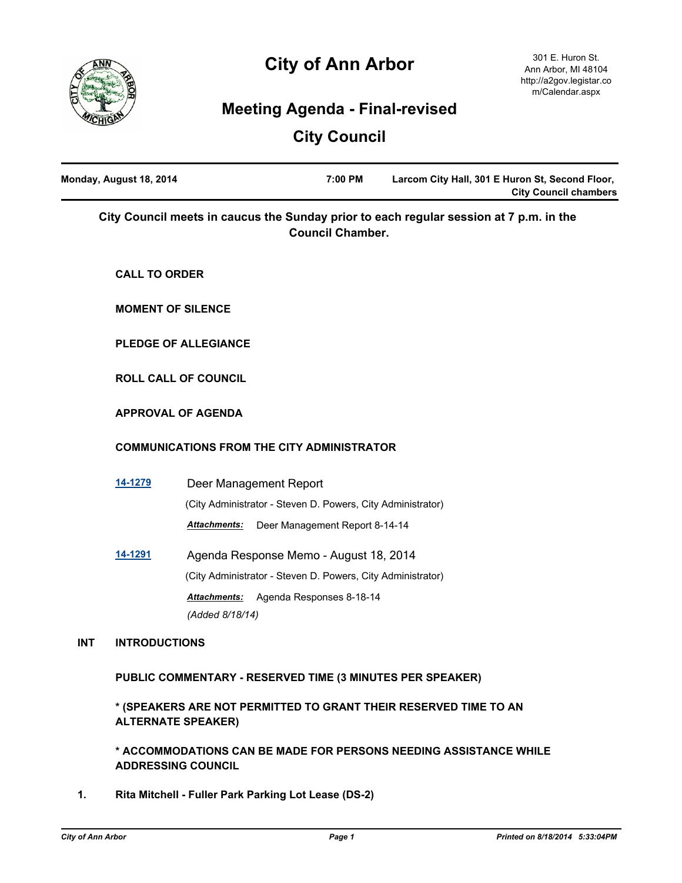# City of Ann Arbor

301 E. Huron St.
Ann Arbor, MI 48104
http://a2gov.legistar.com/Calendar.aspx

## Meeting Agenda - Final-revised

## City Council

**Monday, August 18, 2014** | **7:00 PM** | **Larcom City Hall, 301 E Huron St, Second Floor, City Council chambers**

**City Council meets in caucus the Sunday prior to each regular session at 7 p.m. in the Council Chamber.**

**CALL TO ORDER**

**MOMENT OF SILENCE**

**PLEDGE OF ALLEGIANCE**

**ROLL CALL OF COUNCIL**

**APPROVAL OF AGENDA**

**COMMUNICATIONS FROM THE CITY ADMINISTRATOR**

**14-1279** Deer Management Report

(City Administrator - Steven D. Powers, City Administrator)

***Attachments:*** Deer Management Report 8-14-14

**14-1291** Agenda Response Memo - August 18, 2014

(City Administrator - Steven D. Powers, City Administrator)

***Attachments:*** Agenda Responses 8-18-14

*(Added 8/18/14)*

**INT INTRODUCTIONS**

**PUBLIC COMMENTARY - RESERVED TIME (3 MINUTES PER SPEAKER)**

**\* (SPEAKERS ARE NOT PERMITTED TO GRANT THEIR RESERVED TIME TO AN ALTERNATE SPEAKER)**

**\* ACCOMMODATIONS CAN BE MADE FOR PERSONS NEEDING ASSISTANCE WHILE ADDRESSING COUNCIL**

**1. Rita Mitchell - Fuller Park Parking Lot Lease (DS-2)**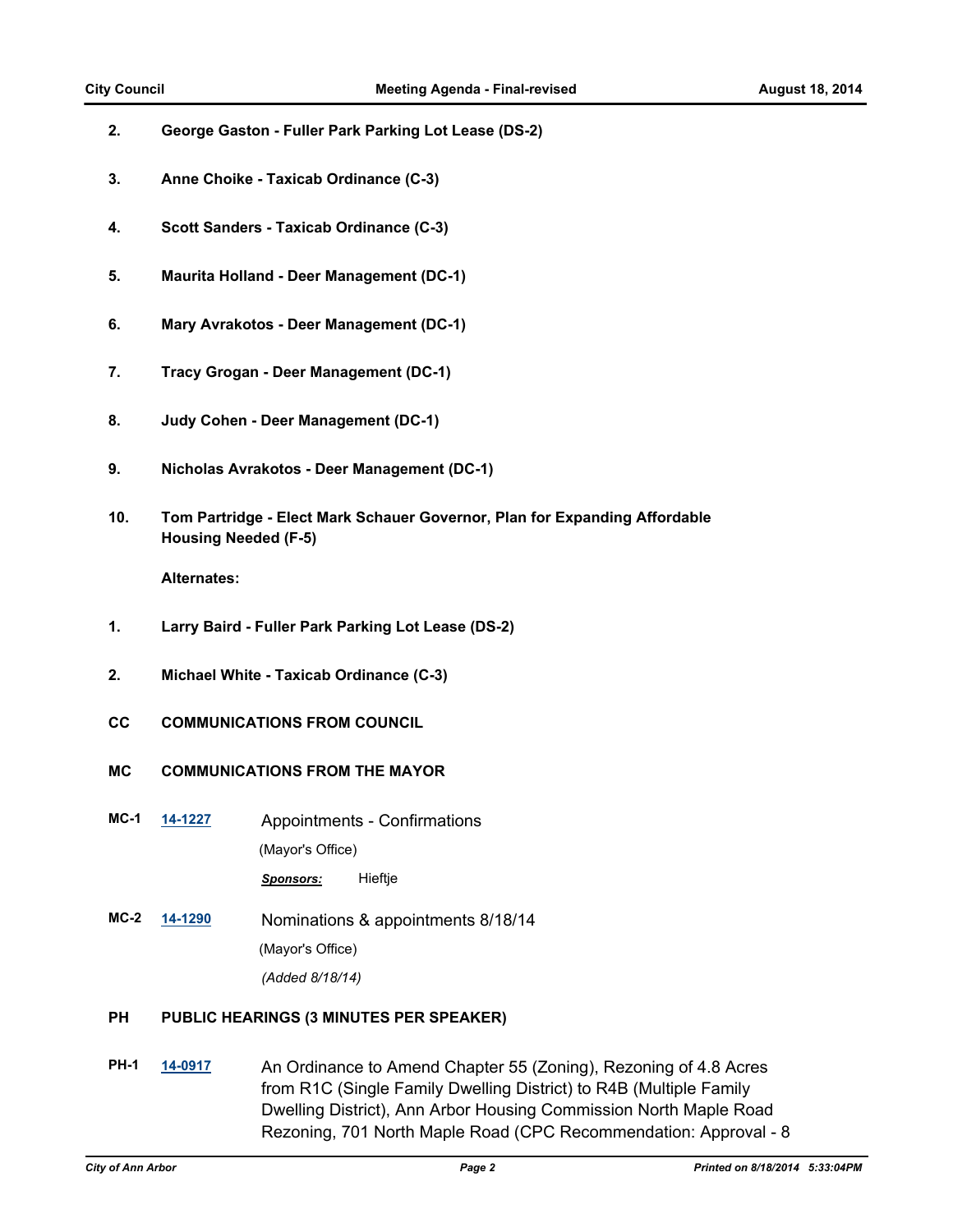2. **George Gaston - Fuller Park Parking Lot Lease (DS-2)**

3. **Anne Choike - Taxicab Ordinance (C-3)**

4. **Scott Sanders - Taxicab Ordinance (C-3)**

5. **Maurita Holland - Deer Management (DC-1)**

6. **Mary Avrakotos - Deer Management (DC-1)**

7. **Tracy Grogan - Deer Management (DC-1)**

8. **Judy Cohen - Deer Management (DC-1)**

9. **Nicholas Avrakotos - Deer Management (DC-1)**

10. **Tom Partridge - Elect Mark Schauer Governor, Plan for Expanding Affordable Housing Needed (F-5)**

**Alternates:**

1. **Larry Baird - Fuller Park Parking Lot Lease (DS-2)**

2. **Michael White - Taxicab Ordinance (C-3)**

## CC COMMUNICATIONS FROM COUNCIL

## MC COMMUNICATIONS FROM THE MAYOR

**MC-1** [**14-1227**] Appointments - Confirmations

(Mayor's Office)

***Sponsors:*** Hieftje

**MC-2** [**14-1290**] Nominations & appointments 8/18/14

(Mayor's Office)

*(Added 8/18/14)*

## PH PUBLIC HEARINGS (3 MINUTES PER SPEAKER)

**PH-1** [**14-0917**] An Ordinance to Amend Chapter 55 (Zoning), Rezoning of 4.8 Acres from R1C (Single Family Dwelling District) to R4B (Multiple Family Dwelling District), Ann Arbor Housing Commission North Maple Road Rezoning, 701 North Maple Road (CPC Recommendation: Approval - 8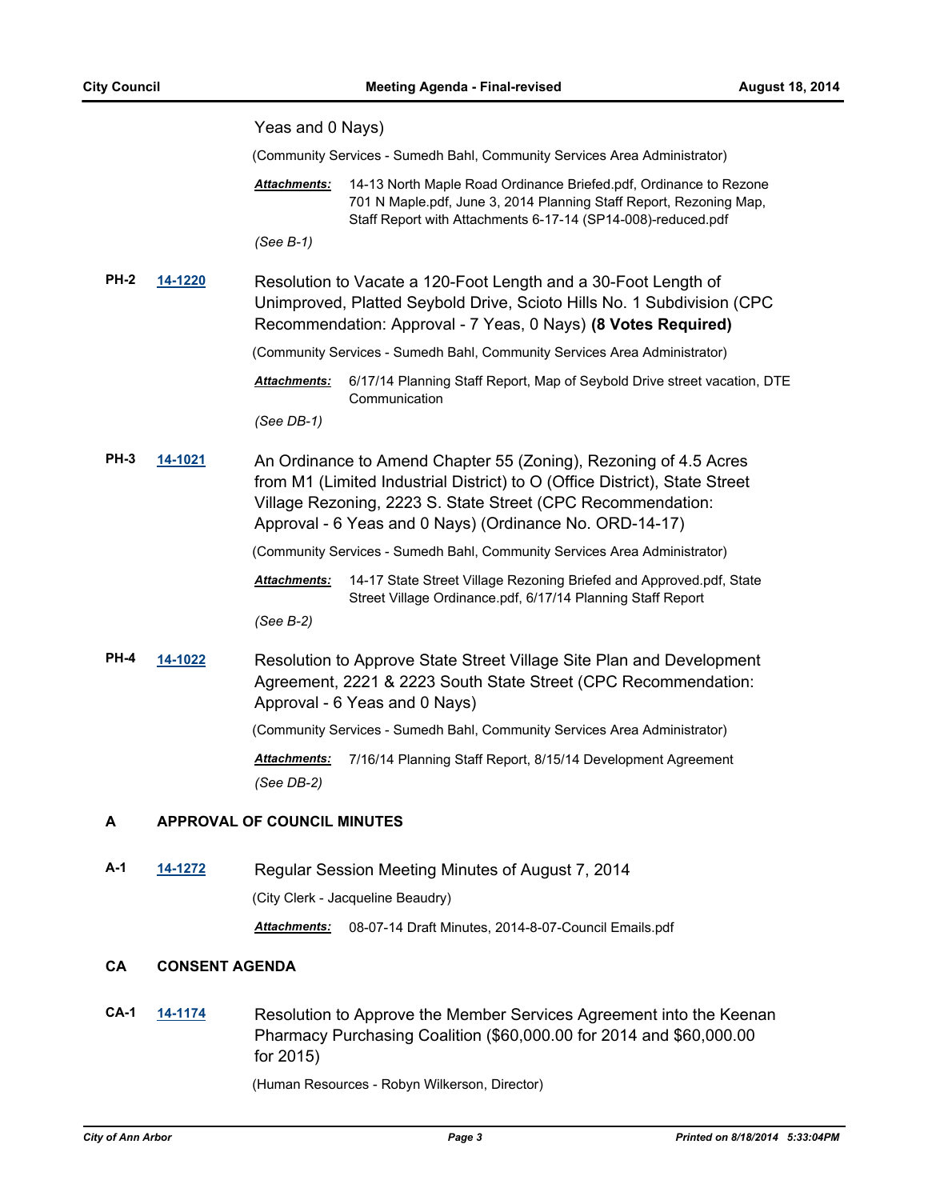Yeas and 0 Nays)

(Community Services - Sumedh Bahl, Community Services Area Administrator)

***Attachments:*** 14-13 North Maple Road Ordinance Briefed.pdf, Ordinance to Rezone 701 N Maple.pdf, June 3, 2014 Planning Staff Report, Rezoning Map, Staff Report with Attachments 6-17-14 (SP14-008)-reduced.pdf

*(See B-1)*

**PH-2** **14-1220** Resolution to Vacate a 120-Foot Length and a 30-Foot Length of Unimproved, Platted Seybold Drive, Scioto Hills No. 1 Subdivision (CPC Recommendation: Approval - 7 Yeas, 0 Nays) **(8 Votes Required)**

(Community Services - Sumedh Bahl, Community Services Area Administrator)

***Attachments:*** 6/17/14 Planning Staff Report, Map of Seybold Drive street vacation, DTE Communication

*(See DB-1)*

**PH-3** **14-1021** An Ordinance to Amend Chapter 55 (Zoning), Rezoning of 4.5 Acres from M1 (Limited Industrial District) to O (Office District), State Street Village Rezoning, 2223 S. State Street (CPC Recommendation: Approval - 6 Yeas and 0 Nays) (Ordinance No. ORD-14-17)

(Community Services - Sumedh Bahl, Community Services Area Administrator)

***Attachments:*** 14-17 State Street Village Rezoning Briefed and Approved.pdf, State Street Village Ordinance.pdf, 6/17/14 Planning Staff Report

*(See B-2)*

**PH-4** **14-1022** Resolution to Approve State Street Village Site Plan and Development Agreement, 2221 & 2223 South State Street (CPC Recommendation: Approval - 6 Yeas and 0 Nays)

(Community Services - Sumedh Bahl, Community Services Area Administrator)

***Attachments:*** 7/16/14 Planning Staff Report, 8/15/14 Development Agreement

*(See DB-2)*

## A APPROVAL OF COUNCIL MINUTES

**A-1** **14-1272** Regular Session Meeting Minutes of August 7, 2014

(City Clerk - Jacqueline Beaudry)

***Attachments:*** 08-07-14 Draft Minutes, 2014-8-07-Council Emails.pdf

## CA CONSENT AGENDA

**CA-1** **14-1174** Resolution to Approve the Member Services Agreement into the Keenan Pharmacy Purchasing Coalition ($60,000.00 for 2014 and $60,000.00 for 2015)

(Human Resources - Robyn Wilkerson, Director)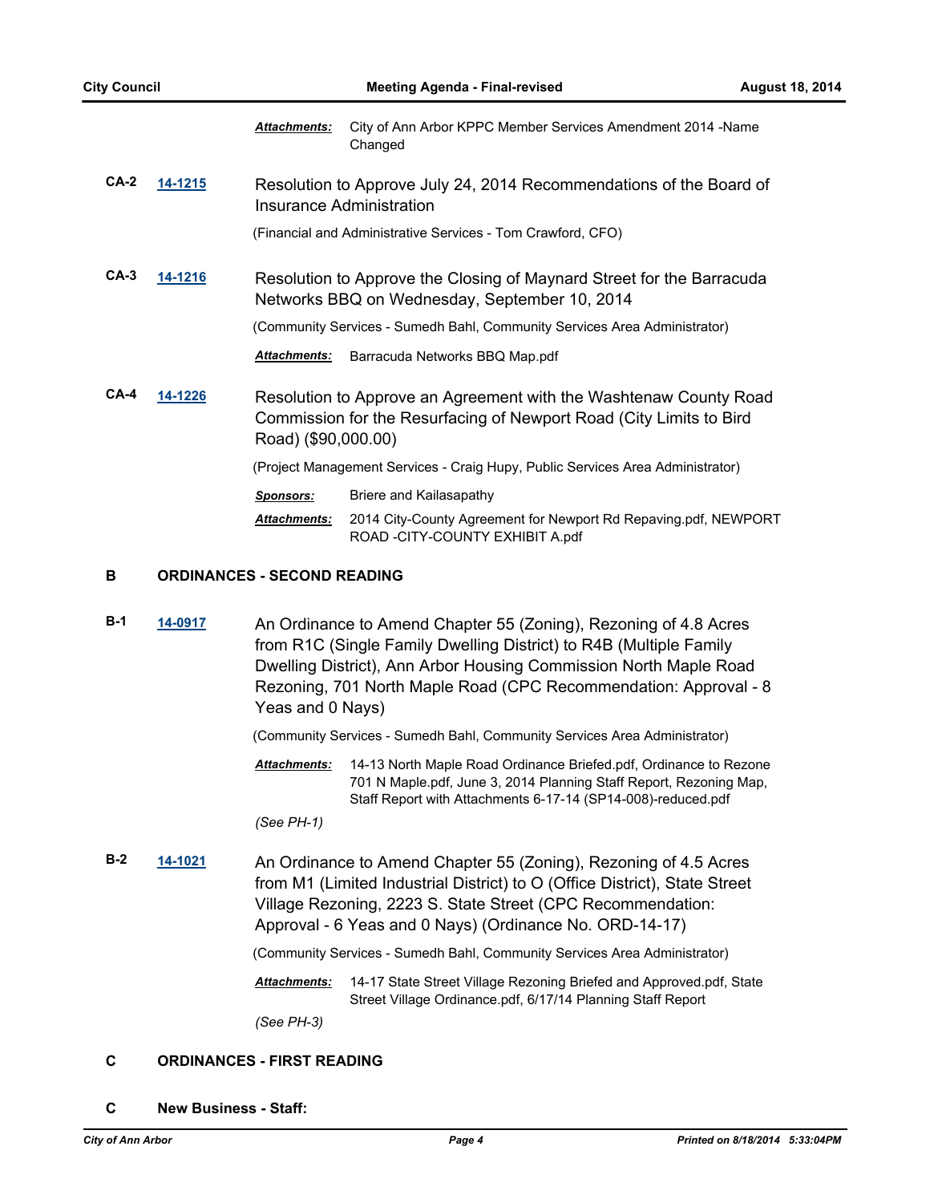*Attachments:* City of Ann Arbor KPPC Member Services Amendment 2014 -Name Changed

**CA-2** **14-1215** Resolution to Approve July 24, 2014 Recommendations of the Board of Insurance Administration

(Financial and Administrative Services - Tom Crawford, CFO)

**CA-3** **14-1216** Resolution to Approve the Closing of Maynard Street for the Barracuda Networks BBQ on Wednesday, September 10, 2014

(Community Services - Sumedh Bahl, Community Services Area Administrator)

*Attachments:* Barracuda Networks BBQ Map.pdf

**CA-4** **14-1226** Resolution to Approve an Agreement with the Washtenaw County Road Commission for the Resurfacing of Newport Road (City Limits to Bird Road) ($90,000.00)

(Project Management Services - Craig Hupy, Public Services Area Administrator)

*Sponsors:* Briere and Kailasapathy

*Attachments:* 2014 City-County Agreement for Newport Rd Repaving.pdf, NEWPORT ROAD -CITY-COUNTY EXHIBIT A.pdf

## B ORDINANCES - SECOND READING

**B-1** **14-0917** An Ordinance to Amend Chapter 55 (Zoning), Rezoning of 4.8 Acres from R1C (Single Family Dwelling District) to R4B (Multiple Family Dwelling District), Ann Arbor Housing Commission North Maple Road Rezoning, 701 North Maple Road (CPC Recommendation: Approval - 8 Yeas and 0 Nays)

(Community Services - Sumedh Bahl, Community Services Area Administrator)

*Attachments:* 14-13 North Maple Road Ordinance Briefed.pdf, Ordinance to Rezone 701 N Maple.pdf, June 3, 2014 Planning Staff Report, Rezoning Map, Staff Report with Attachments 6-17-14 (SP14-008)-reduced.pdf

*(See PH-1)*

**B-2** **14-1021** An Ordinance to Amend Chapter 55 (Zoning), Rezoning of 4.5 Acres from M1 (Limited Industrial District) to O (Office District), State Street Village Rezoning, 2223 S. State Street (CPC Recommendation: Approval - 6 Yeas and 0 Nays) (Ordinance No. ORD-14-17)

(Community Services - Sumedh Bahl, Community Services Area Administrator)

*Attachments:* 14-17 State Street Village Rezoning Briefed and Approved.pdf, State Street Village Ordinance.pdf, 6/17/14 Planning Staff Report

*(See PH-3)*

## C ORDINANCES - FIRST READING

## C New Business - Staff: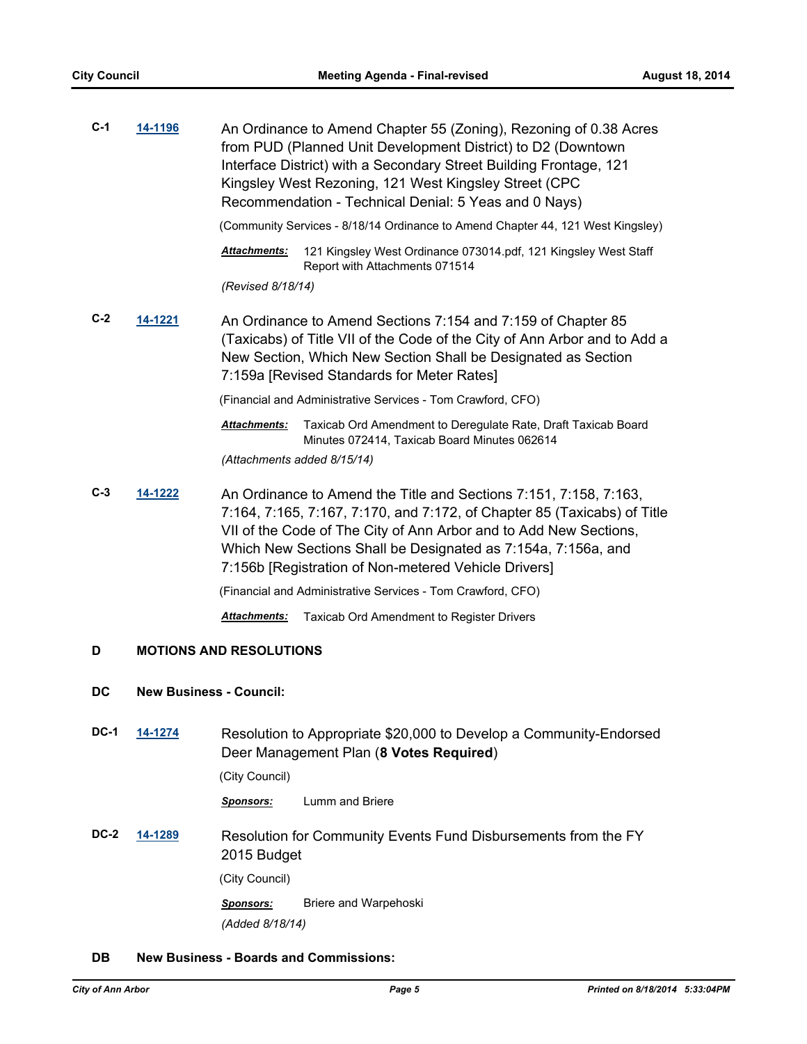**C-1** **14-1196** An Ordinance to Amend Chapter 55 (Zoning), Rezoning of 0.38 Acres from PUD (Planned Unit Development District) to D2 (Downtown Interface District) with a Secondary Street Building Frontage, 121 Kingsley West Rezoning, 121 West Kingsley Street (CPC Recommendation - Technical Denial: 5 Yeas and 0 Nays)

(Community Services - 8/18/14 Ordinance to Amend Chapter 44, 121 West Kingsley)

***Attachments:*** 121 Kingsley West Ordinance 073014.pdf, 121 Kingsley West Staff Report with Attachments 071514

*(Revised 8/18/14)*

**C-2** **14-1221** An Ordinance to Amend Sections 7:154 and 7:159 of Chapter 85 (Taxicabs) of Title VII of the Code of the City of Ann Arbor and to Add a New Section, Which New Section Shall be Designated as Section 7:159a [Revised Standards for Meter Rates]

(Financial and Administrative Services - Tom Crawford, CFO)

***Attachments:*** Taxicab Ord Amendment to Deregulate Rate, Draft Taxicab Board Minutes 072414, Taxicab Board Minutes 062614

*(Attachments added 8/15/14)*

**C-3** **14-1222** An Ordinance to Amend the Title and Sections 7:151, 7:158, 7:163, 7:164, 7:165, 7:167, 7:170, and 7:172, of Chapter 85 (Taxicabs) of Title VII of the Code of The City of Ann Arbor and to Add New Sections, Which New Sections Shall be Designated as 7:154a, 7:156a, and 7:156b [Registration of Non-metered Vehicle Drivers]

(Financial and Administrative Services - Tom Crawford, CFO)

***Attachments:*** Taxicab Ord Amendment to Register Drivers

## D MOTIONS AND RESOLUTIONS

### DC New Business - Council:

**DC-1** **14-1274** Resolution to Appropriate $20,000 to Develop a Community-Endorsed Deer Management Plan (**8 Votes Required**)

(City Council)

***Sponsors:*** Lumm and Briere

**DC-2** **14-1289** Resolution for Community Events Fund Disbursements from the FY 2015 Budget

(City Council)

***Sponsors:*** Briere and Warpehoski

*(Added 8/18/14)*

### DB New Business - Boards and Commissions: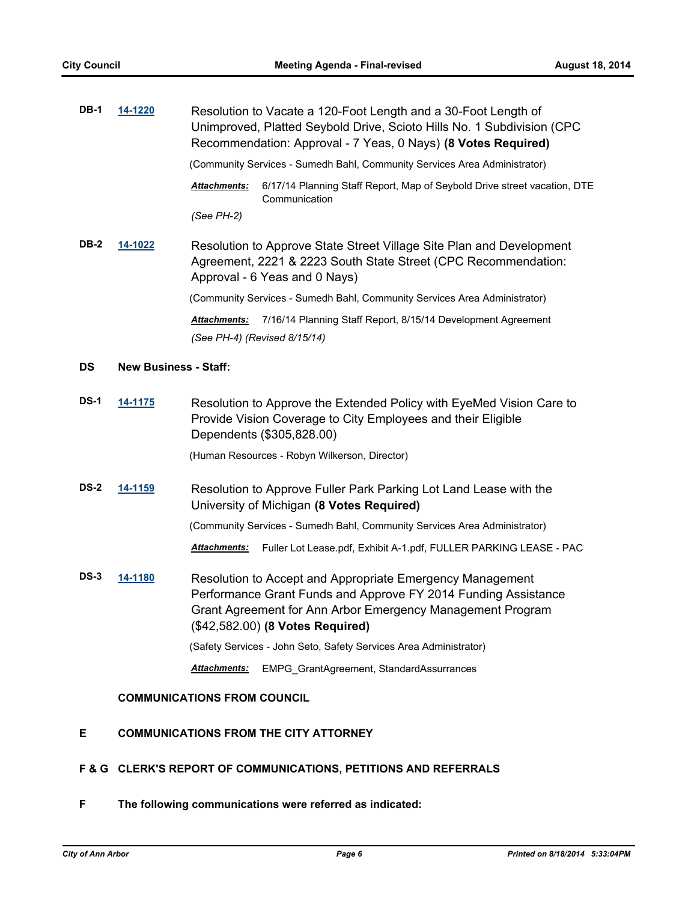**DB-1** **14-1220** Resolution to Vacate a 120-Foot Length and a 30-Foot Length of Unimproved, Platted Seybold Drive, Scioto Hills No. 1 Subdivision (CPC Recommendation: Approval - 7 Yeas, 0 Nays) **(8 Votes Required)**

(Community Services - Sumedh Bahl, Community Services Area Administrator)

***Attachments:*** 6/17/14 Planning Staff Report, Map of Seybold Drive street vacation, DTE Communication

*(See PH-2)*

**DB-2** **14-1022** Resolution to Approve State Street Village Site Plan and Development Agreement, 2221 & 2223 South State Street (CPC Recommendation: Approval - 6 Yeas and 0 Nays)

(Community Services - Sumedh Bahl, Community Services Area Administrator)

***Attachments:*** 7/16/14 Planning Staff Report, 8/15/14 Development Agreement

*(See PH-4) (Revised 8/15/14)*

## DS New Business - Staff:

**DS-1** **14-1175** Resolution to Approve the Extended Policy with EyeMed Vision Care to Provide Vision Coverage to City Employees and their Eligible Dependents ($305,828.00)

(Human Resources - Robyn Wilkerson, Director)

**DS-2** **14-1159** Resolution to Approve Fuller Park Parking Lot Land Lease with the University of Michigan **(8 Votes Required)**

(Community Services - Sumedh Bahl, Community Services Area Administrator)

***Attachments:*** Fuller Lot Lease.pdf, Exhibit A-1.pdf, FULLER PARKING LEASE - PAC

**DS-3** **14-1180** Resolution to Accept and Appropriate Emergency Management Performance Grant Funds and Approve FY 2014 Funding Assistance Grant Agreement for Ann Arbor Emergency Management Program ($42,582.00) **(8 Votes Required)**

(Safety Services - John Seto, Safety Services Area Administrator)

***Attachments:*** EMPG_GrantAgreement, StandardAssurances

## COMMUNICATIONS FROM COUNCIL

## E COMMUNICATIONS FROM THE CITY ATTORNEY

## F & G CLERK'S REPORT OF COMMUNICATIONS, PETITIONS AND REFERRALS

## F The following communications were referred as indicated: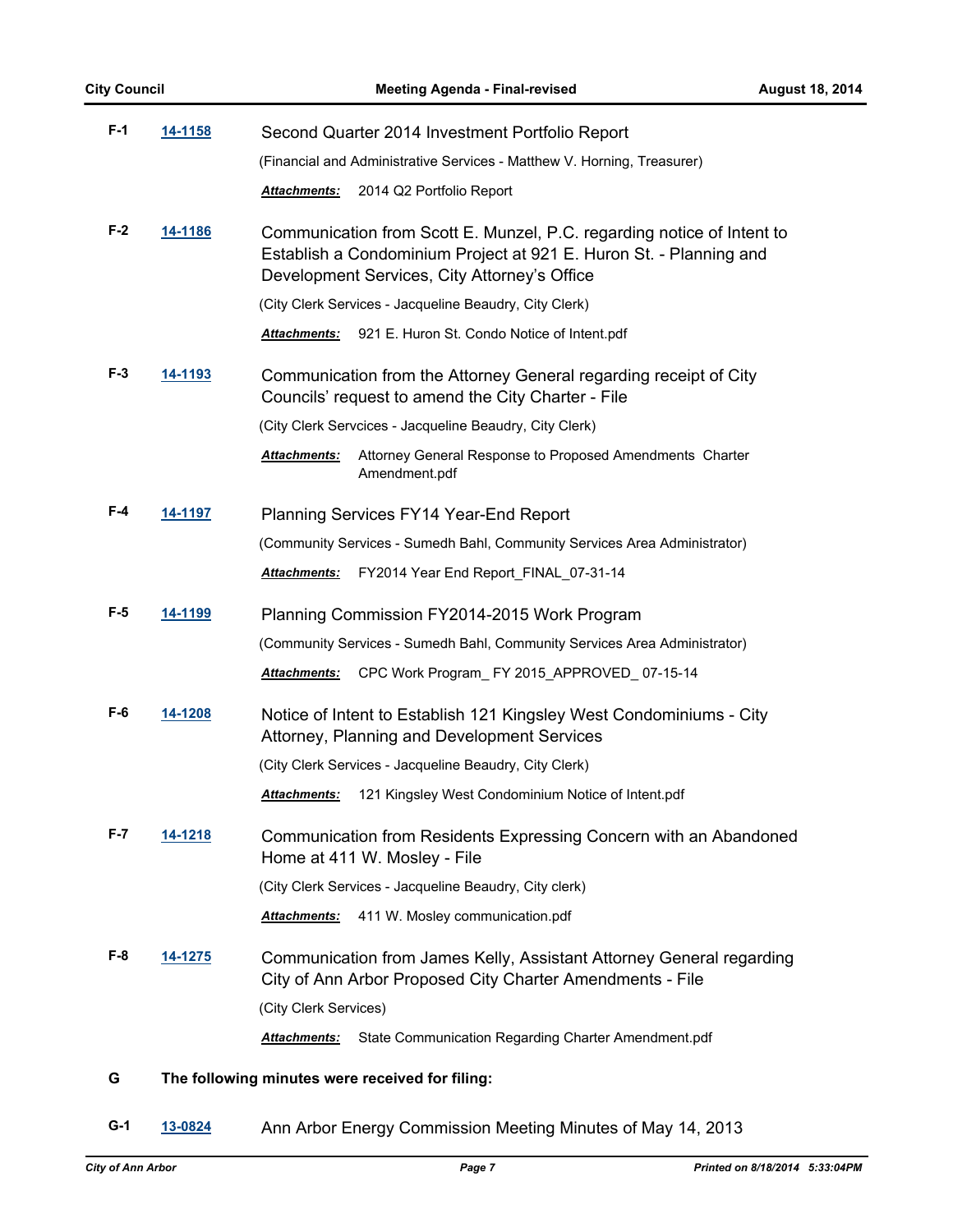**F-1** **14-1158** Second Quarter 2014 Investment Portfolio Report

(Financial and Administrative Services - Matthew V. Horning, Treasurer)

***Attachments:*** 2014 Q2 Portfolio Report

**F-2** **14-1186** Communication from Scott E. Munzel, P.C. regarding notice of Intent to Establish a Condominium Project at 921 E. Huron St. - Planning and Development Services, City Attorney's Office

(City Clerk Services - Jacqueline Beaudry, City Clerk)

***Attachments:*** 921 E. Huron St. Condo Notice of Intent.pdf

**F-3** **14-1193** Communication from the Attorney General regarding receipt of City Councils' request to amend the City Charter - File

(City Clerk Servcices - Jacqueline Beaudry, City Clerk)

***Attachments:*** Attorney General Response to Proposed Amendments Charter Amendment.pdf

**F-4** **14-1197** Planning Services FY14 Year-End Report

(Community Services - Sumedh Bahl, Community Services Area Administrator)

***Attachments:*** FY2014 Year End Report_FINAL_07-31-14

**F-5** **14-1199** Planning Commission FY2014-2015 Work Program

(Community Services - Sumedh Bahl, Community Services Area Administrator)

***Attachments:*** CPC Work Program_ FY 2015_APPROVED_ 07-15-14

**F-6** **14-1208** Notice of Intent to Establish 121 Kingsley West Condominiums - City Attorney, Planning and Development Services

(City Clerk Services - Jacqueline Beaudry, City Clerk)

***Attachments:*** 121 Kingsley West Condominium Notice of Intent.pdf

**F-7** **14-1218** Communication from Residents Expressing Concern with an Abandoned Home at 411 W. Mosley - File

(City Clerk Services - Jacqueline Beaudry, City clerk)

***Attachments:*** 411 W. Mosley communication.pdf

**F-8** **14-1275** Communication from James Kelly, Assistant Attorney General regarding City of Ann Arbor Proposed City Charter Amendments - File

(City Clerk Services)

***Attachments:*** State Communication Regarding Charter Amendment.pdf

## G The following minutes were received for filing:

**G-1** **13-0824** Ann Arbor Energy Commission Meeting Minutes of May 14, 2013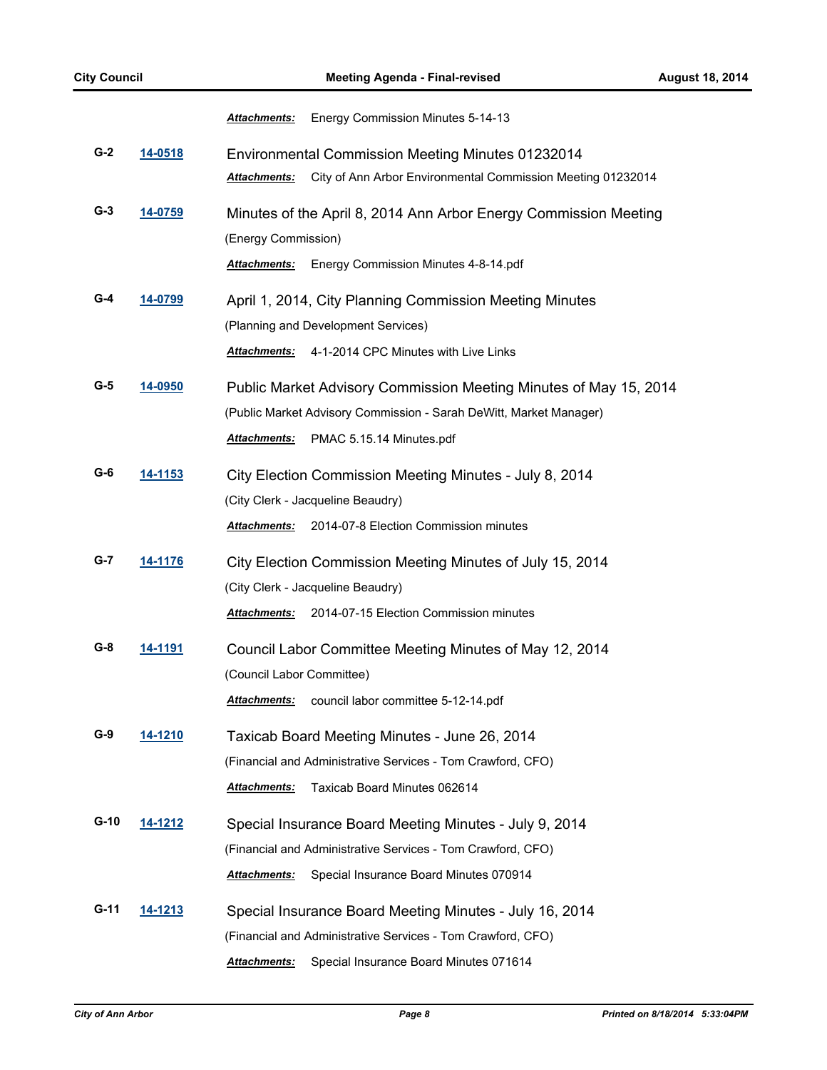***Attachments:*** Energy Commission Minutes 5-14-13

**G-2** **14-0518** Environmental Commission Meeting Minutes 01232014

***Attachments:*** City of Ann Arbor Environmental Commission Meeting 01232014

**G-3** **14-0759** Minutes of the April 8, 2014 Ann Arbor Energy Commission Meeting

(Energy Commission)

***Attachments:*** Energy Commission Minutes 4-8-14.pdf

**G-4** **14-0799** April 1, 2014, City Planning Commission Meeting Minutes

(Planning and Development Services)

***Attachments:*** 4-1-2014 CPC Minutes with Live Links

**G-5** **14-0950** Public Market Advisory Commission Meeting Minutes of May 15, 2014

(Public Market Advisory Commission - Sarah DeWitt, Market Manager)

***Attachments:*** PMAC 5.15.14 Minutes.pdf

**G-6** **14-1153** City Election Commission Meeting Minutes - July 8, 2014

(City Clerk - Jacqueline Beaudry)

***Attachments:*** 2014-07-8 Election Commission minutes

**G-7** **14-1176** City Election Commission Meeting Minutes of July 15, 2014

(City Clerk - Jacqueline Beaudry)

***Attachments:*** 2014-07-15 Election Commission minutes

**G-8** **14-1191** Council Labor Committee Meeting Minutes of May 12, 2014

(Council Labor Committee)

***Attachments:*** council labor committee 5-12-14.pdf

**G-9** **14-1210** Taxicab Board Meeting Minutes - June 26, 2014

(Financial and Administrative Services - Tom Crawford, CFO)

***Attachments:*** Taxicab Board Minutes 062614

**G-10** **14-1212** Special Insurance Board Meeting Minutes - July 9, 2014

(Financial and Administrative Services - Tom Crawford, CFO)

***Attachments:*** Special Insurance Board Minutes 070914

**G-11** **14-1213** Special Insurance Board Meeting Minutes - July 16, 2014

(Financial and Administrative Services - Tom Crawford, CFO)

***Attachments:*** Special Insurance Board Minutes 071614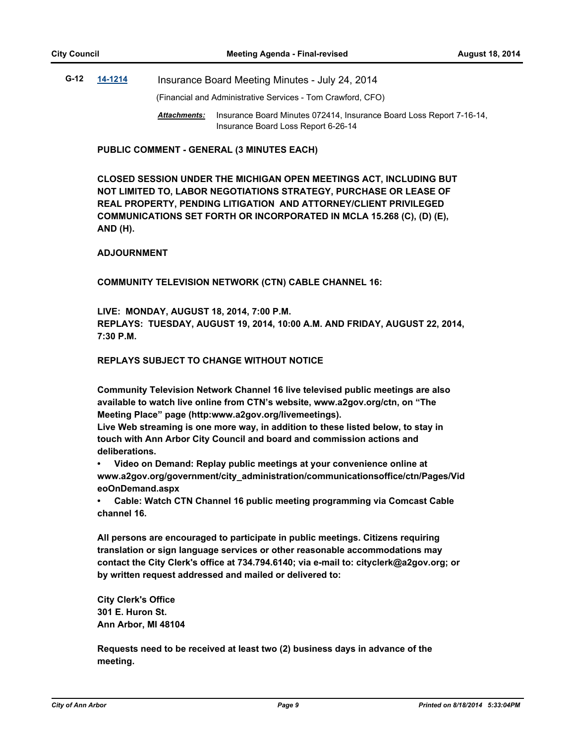**G-12** [14-1214] Insurance Board Meeting Minutes - July 24, 2014

(Financial and Administrative Services - Tom Crawford, CFO)

***Attachments:*** Insurance Board Minutes 072414, Insurance Board Loss Report 7-16-14, Insurance Board Loss Report 6-26-14

**PUBLIC COMMENT - GENERAL (3 MINUTES EACH)**

**CLOSED SESSION UNDER THE MICHIGAN OPEN MEETINGS ACT, INCLUDING BUT NOT LIMITED TO, LABOR NEGOTIATIONS STRATEGY, PURCHASE OR LEASE OF REAL PROPERTY, PENDING LITIGATION AND ATTORNEY/CLIENT PRIVILEGED COMMUNICATIONS SET FORTH OR INCORPORATED IN MCLA 15.268 (C), (D) (E), AND (H).**

**ADJOURNMENT**

**COMMUNITY TELEVISION NETWORK (CTN) CABLE CHANNEL 16:**

**LIVE: MONDAY, AUGUST 18, 2014, 7:00 P.M.**
**REPLAYS: TUESDAY, AUGUST 19, 2014, 10:00 A.M. AND FRIDAY, AUGUST 22, 2014, 7:30 P.M.**

**REPLAYS SUBJECT TO CHANGE WITHOUT NOTICE**

**Community Television Network Channel 16 live televised public meetings are also available to watch live online from CTN's website, www.a2gov.org/ctn, on "The Meeting Place" page (http:www.a2gov.org/livemeetings).**
**Live Web streaming is one more way, in addition to these listed below, to stay in touch with Ann Arbor City Council and board and commission actions and deliberations.**

- **Video on Demand: Replay public meetings at your convenience online at www.a2gov.org/government/city_administration/communicationsoffice/ctn/Pages/VideoOnDemand.aspx**
- **Cable: Watch CTN Channel 16 public meeting programming via Comcast Cable channel 16.**

**All persons are encouraged to participate in public meetings. Citizens requiring translation or sign language services or other reasonable accommodations may contact the City Clerk's office at 734.794.6140; via e-mail to: cityclerk@a2gov.org; or by written request addressed and mailed or delivered to:**

**City Clerk's Office**
**301 E. Huron St.**
**Ann Arbor, MI 48104**

**Requests need to be received at least two (2) business days in advance of the meeting.**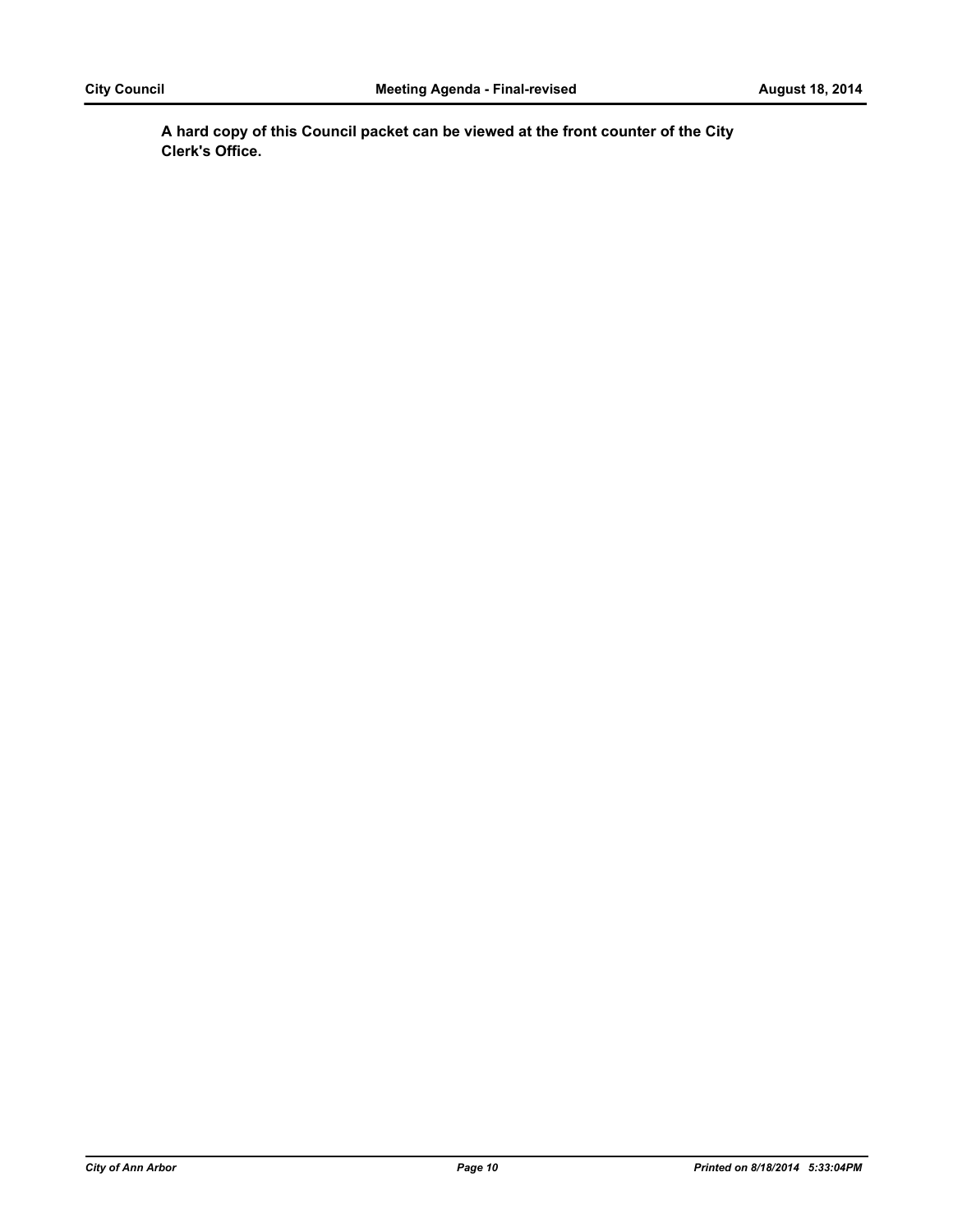**A hard copy of this Council packet can be viewed at the front counter of the City Clerk's Office.**